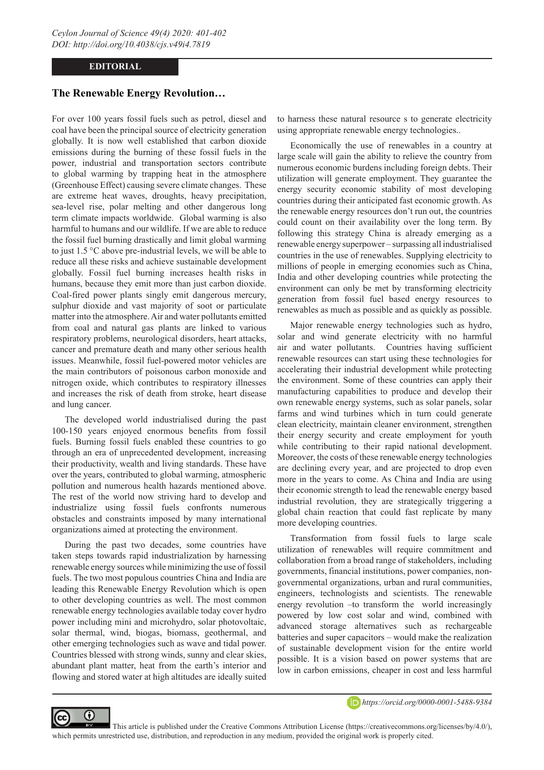**EDITORIAL**

## The Renewable Energy Revolution…

For over 100 years fossil fuels such as petrol, diesel and coal have been the principal source of electricity generation globally. It is now well established that carbon dioxide emissions during the burning of these fossil fuels in the power, industrial and transportation sectors contribute to global warming by trapping heat in the atmosphere (Greenhouse Effect) causing severe climate changes. These are extreme heat waves, droughts, heavy precipitation, sea-level rise, polar melting and other dangerous long term climate impacts worldwide. Global warming is also harmful to humans and our wildlife. If we are able to reduce the fossil fuel burning drastically and limit global warming to just 1.5 °C above pre-industrial levels, we will be able to reduce all these risks and achieve sustainable development globally. Fossil fuel burning increases health risks in humans, because they emit more than just carbon dioxide. Coal-fired power plants singly emit dangerous mercury, sulphur dioxide and vast majority of soot or particulate matter into the atmosphere. Air and water pollutants emitted from coal and natural gas plants are linked to various respiratory problems, neurological disorders, heart attacks, cancer and premature death and many other serious health issues. Meanwhile, fossil fuel-powered motor vehicles are the main contributors of poisonous carbon monoxide and nitrogen oxide, which contributes to respiratory illnesses and increases the risk of death from stroke, heart disease and lung cancer.

The developed world industrialised during the past 100-150 years enjoyed enormous benefits from fossil fuels. Burning fossil fuels enabled these countries to go through an era of unprecedented development, increasing their productivity, wealth and living standards. These have over the years, contributed to global warming, atmospheric pollution and numerous health hazards mentioned above. The rest of the world now striving hard to develop and industrialize using fossil fuels confronts numerous obstacles and constraints imposed by many international organizations aimed at protecting the environment.

During the past two decades, some countries have taken steps towards rapid industrialization by harnessing renewable energy sources while minimizing the use of fossil fuels. The two most populous countries China and India are leading this Renewable Energy Revolution which is open to other developing countries as well. The most common renewable energy technologies available today cover hydro power including mini and microhydro, solar photovoltaic, solar thermal, wind, biogas, biomass, geothermal, and other emerging technologies such as wave and tidal power. Countries blessed with strong winds, sunny and clear skies, abundant plant matter, heat from the earth's interior and flowing and stored water at high altitudes are ideally suited to harness these natural resource s to generate electricity using appropriate renewable energy technologies..

Economically the use of renewables in a country at large scale will gain the ability to relieve the country from numerous economic burdens including foreign debts. Their utilization will generate employment. They guarantee the energy security economic stability of most developing countries during their anticipated fast economic growth. As the renewable energy resources don't run out, the countries could count on their availability over the long term. By following this strategy China is already emerging as a renewable energy superpower – surpassing all industrialised countries in the use of renewables. Supplying electricity to millions of people in emerging economies such as China, India and other developing countries while protecting the environment can only be met by transforming electricity generation from fossil fuel based energy resources to renewables as much as possible and as quickly as possible.

Major renewable energy technologies such as hydro, solar and wind generate electricity with no harmful air and water pollutants. Countries having sufficient renewable resources can start using these technologies for accelerating their industrial development while protecting the environment. Some of these countries can apply their manufacturing capabilities to produce and develop their own renewable energy systems, such as solar panels, solar farms and wind turbines which in turn could generate clean electricity, maintain cleaner environment, strengthen their energy security and create employment for youth while contributing to their rapid national development. Moreover, the costs of these renewable energy technologies are declining every year, and are projected to drop even more in the years to come. As China and India are using their economic strength to lead the renewable energy based industrial revolution, they are strategically triggering a global chain reaction that could fast replicate by many more developing countries.

Transformation from fossil fuels to large scale utilization of renewables will require commitment and collaboration from a broad range of stakeholders, including governments, financial institutions, power companies, non-governmental organizations, urban and rural communities, engineers, technologists and scientists. The renewable energy revolution –to transform the world increasingly powered by low cost solar and wind, combined with advanced storage alternatives such as rechargeable batteries and super capacitors – would make the realization of sustainable development vision for the entire world possible. It is a vision based on power systems that are low in carbon emissions, cheaper in cost and less harmful

*https://orcid.org/0000-0001-5488-9384*

This article is published under the Creative Commons Attribution License (https://creativecommons.org/licenses/by/4.0/), which permits unrestricted use, distribution, and reproduction in any medium, provided the original work is properly cited.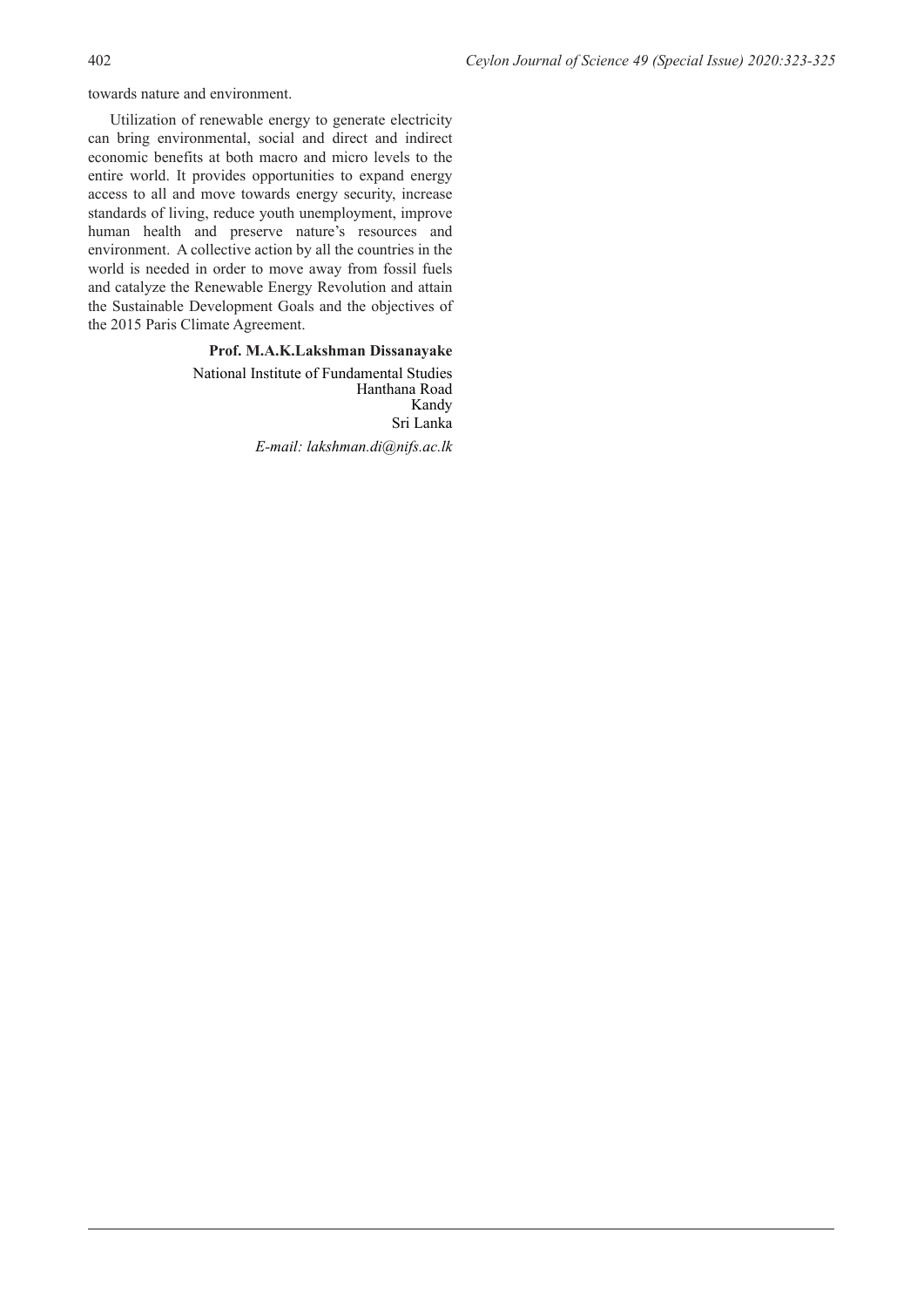towards nature and environment.

Utilization of renewable energy to generate electricity can bring environmental, social and direct and indirect economic benefits at both macro and micro levels to the entire world. It provides opportunities to expand energy access to all and move towards energy security, increase standards of living, reduce youth unemployment, improve human health and preserve nature's resources and environment. A collective action by all the countries in the world is needed in order to move away from fossil fuels and catalyze the Renewable Energy Revolution and attain the Sustainable Development Goals and the objectives of the 2015 Paris Climate Agreement.

**Prof. M.A.K.Lakshman Dissanayake**

National Institute of Fundamental Studies
Hanthana Road
Kandy
Sri Lanka

*E-mail: lakshman.di@nifs.ac.lk*